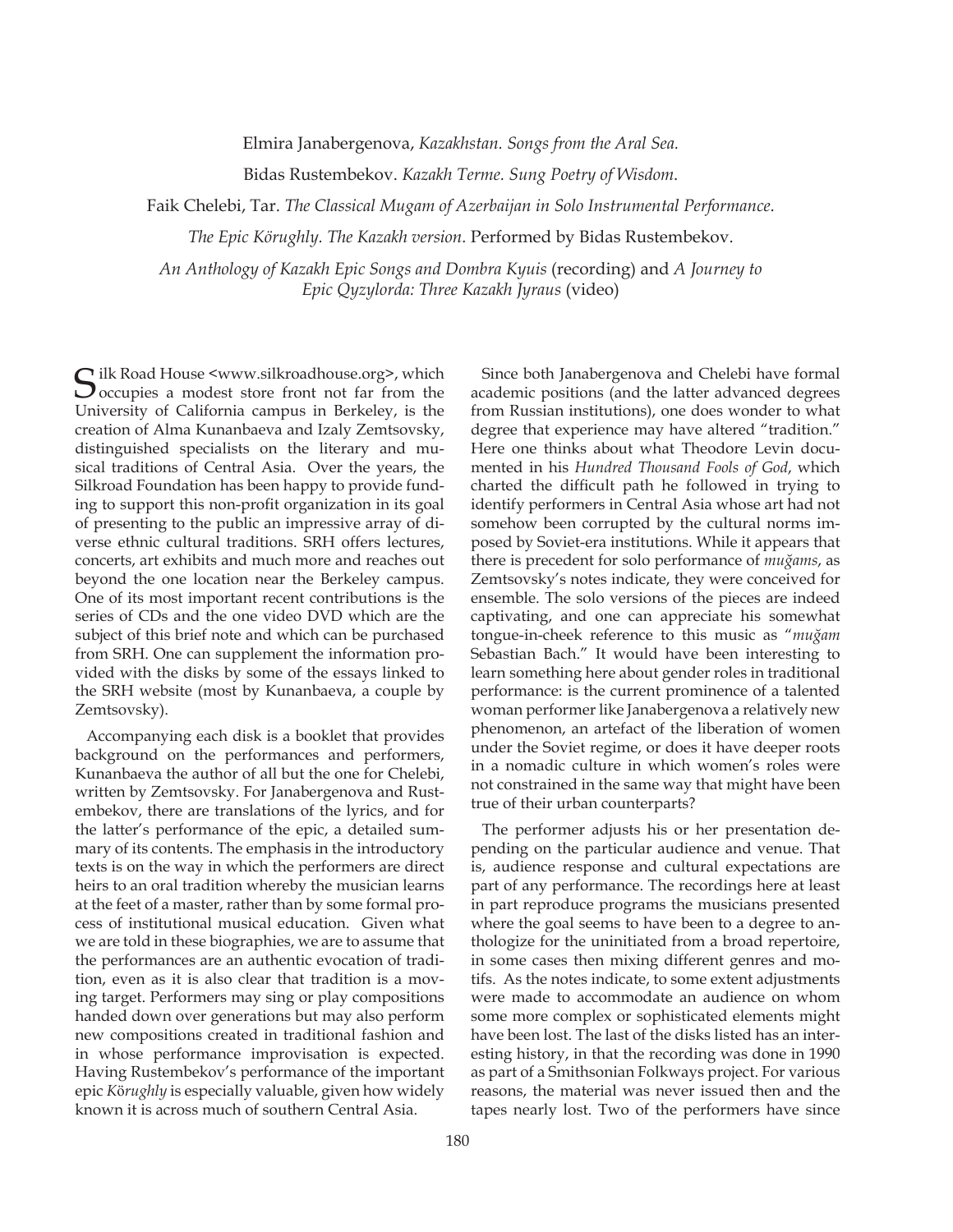Elmira Janabergenova, *Kazakhstan. Songs from the Aral Sea.*

Bidas Rustembekov. *Kazakh Terme. Sung Poetry of Wisdom.*

Faik Chelebi, Tar. *The Classical Mugam of Azerbaijan in Solo Instrumental Performance.*

*The Epic Köroghly. The Kazakh version.* Performed by Bidas Rustembekov.

*An Anthology of Kazakh Epic Songs and Dombra Kyuis* (recording) and *A Journey to Epic Qyzylorda: Three Kazakh Jyraus* (video)

Silk Road House <www.silkroadhouse.org>, which occupies a modest store front not far from the University of California campus in Berkeley, is the creation of Alma Kunanbaeva and Izaly Zemtsovsky, distinguished specialists on the literary and musical traditions of Central Asia. Over the years, the Silkroad Foundation has been happy to provide funding to support this non-profit organization in its goal of presenting to the public an impressive array of diverse ethnic cultural traditions. SRH offers lectures, concerts, art exhibits and much more and reaches out beyond the one location near the Berkeley campus. One of its most important recent contributions is the series of CDs and the one video DVD which are the subject of this brief note and which can be purchased from SRH. One can supplement the information provided with the disks by some of the essays linked to the SRH website (most by Kunanbaeva, a couple by Zemtsovsky).

Accompanying each disk is a booklet that provides background on the performances and performers, Kunanbaeva the author of all but the one for Chelebi, written by Zemtsovsky. For Janabergenova and Rustembekov, there are translations of the lyrics, and for the latter's performance of the epic, a detailed summary of its contents. The emphasis in the introductory texts is on the way in which the performers are direct heirs to an oral tradition whereby the musician learns at the feet of a master, rather than by some formal process of institutional musical education. Given what we are told in these biographies, we are to assume that the performances are an authentic evocation of tradition, even as it is also clear that tradition is a moving target. Performers may sing or play compositions handed down over generations but may also perform new compositions created in traditional fashion and in whose performance improvisation is expected. Having Rustembekov's performance of the important epic *Köroghly* is especially valuable, given how widely known it is across much of southern Central Asia.

Since both Janabergenova and Chelebi have formal academic positions (and the latter advanced degrees from Russian institutions), one does wonder to what degree that experience may have altered "tradition." Here one thinks about what Theodore Levin documented in his *Hundred Thousand Fools of God*, which charted the difficult path he followed in trying to identify performers in Central Asia whose art had not somehow been corrupted by the cultural norms imposed by Soviet-era institutions. While it appears that there is precedent for solo performance of *muğams*, as Zemtsovsky's notes indicate, they were conceived for ensemble. The solo versions of the pieces are indeed captivating, and one can appreciate his somewhat tongue-in-cheek reference to this music as "*muğam* Sebastian Bach." It would have been interesting to learn something here about gender roles in traditional performance: is the current prominence of a talented woman performer like Janabergenova a relatively new phenomenon, an artefact of the liberation of women under the Soviet regime, or does it have deeper roots in a nomadic culture in which women's roles were not constrained in the same way that might have been true of their urban counterparts?

The performer adjusts his or her presentation depending on the particular audience and venue. That is, audience response and cultural expectations are part of any performance. The recordings here at least in part reproduce programs the musicians presented where the goal seems to have been to a degree to anthologize for the uninitiated from a broad repertoire, in some cases then mixing different genres and motifs. As the notes indicate, to some extent adjustments were made to accommodate an audience on whom some more complex or sophisticated elements might have been lost. The last of the disks listed has an interesting history, in that the recording was done in 1990 as part of a Smithsonian Folkways project. For various reasons, the material was never issued then and the tapes nearly lost. Two of the performers have since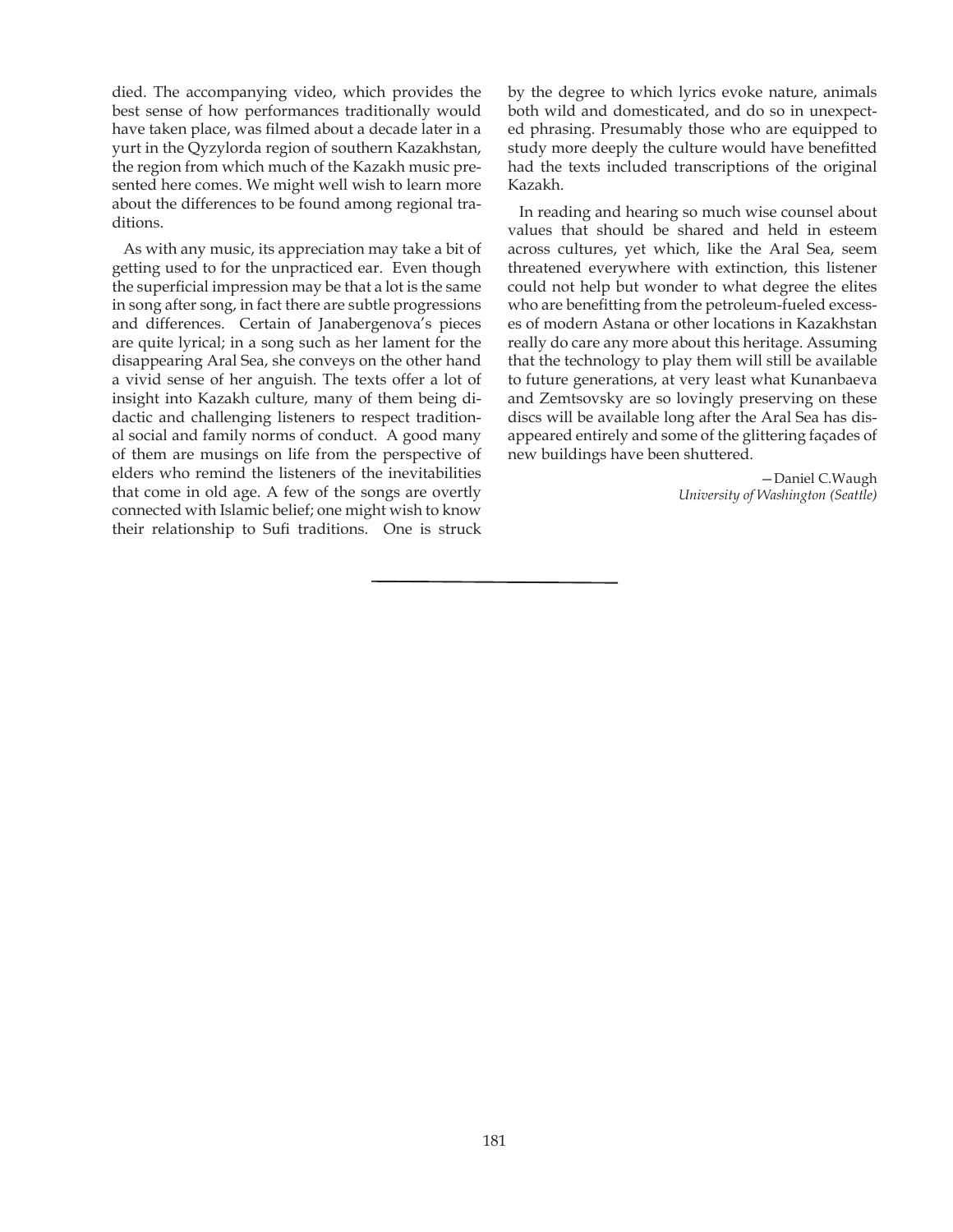died. The accompanying video, which provides the best sense of how performances traditionally would have taken place, was filmed about a decade later in a yurt in the Qyzylorda region of southern Kazakhstan, the region from which much of the Kazakh music presented here comes. We might well wish to learn more about the differences to be found among regional traditions.

As with any music, its appreciation may take a bit of getting used to for the unpracticed ear. Even though the superficial impression may be that a lot is the same in song after song, in fact there are subtle progressions and differences. Certain of Janabergenova's pieces are quite lyrical; in a song such as her lament for the disappearing Aral Sea, she conveys on the other hand a vivid sense of her anguish. The texts offer a lot of insight into Kazakh culture, many of them being didactic and challenging listeners to respect traditional social and family norms of conduct. A good many of them are musings on life from the perspective of elders who remind the listeners of the inevitabilities that come in old age. A few of the songs are overtly connected with Islamic belief; one might wish to know their relationship to Sufi traditions. One is struck by the degree to which lyrics evoke nature, animals both wild and domesticated, and do so in unexpected phrasing. Presumably those who are equipped to study more deeply the culture would have benefitted had the texts included transcriptions of the original Kazakh.

In reading and hearing so much wise counsel about values that should be shared and held in esteem across cultures, yet which, like the Aral Sea, seem threatened everywhere with extinction, this listener could not help but wonder to what degree the elites who are benefitting from the petroleum-fueled excesses of modern Astana or other locations in Kazakhstan really do care any more about this heritage. Assuming that the technology to play them will still be available to future generations, at very least what Kunanbaeva and Zemtsovsky are so lovingly preserving on these discs will be available long after the Aral Sea has disappeared entirely and some of the glittering façades of new buildings have been shuttered.

—Daniel C.Waugh
*University of Washington (Seattle)*